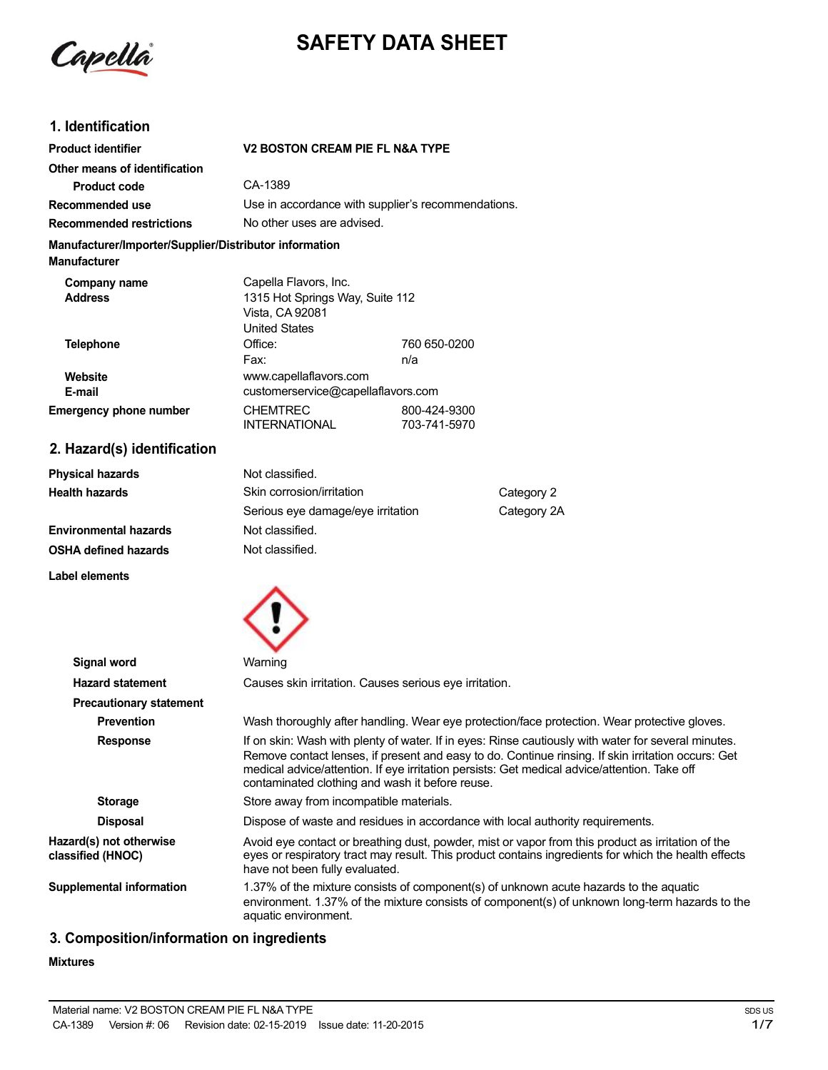# SAFETY DATA SHEET

## 1. Identification

| | | |
|---|---|---|
| **Product identifier** | **V2 BOSTON CREAM PIE FL N&A TYPE** | |
| **Other means of identification** | | |
| **Product code** | CA-1389 | |
| **Recommended use** | Use in accordance with supplier's recommendations. | |
| **Recommended restrictions** | No other uses are advised. | |

**Manufacturer/Importer/Supplier/Distributor information**

**Manufacturer**

| | | |
|---|---|---|
| **Company name** | Capella Flavors, Inc. | |
| **Address** | 1315 Hot Springs Way, Suite 112<br>Vista, CA 92081<br>United States | |
| **Telephone** | Office: | 760 650-0200 |
| | Fax: | n/a |
| **Website** | www.capellaflavors.com | |
| **E-mail** | customerservice@capellaflavors.com | |
| **Emergency phone number** | CHEMTREC | 800-424-9300 |
| | INTERNATIONAL | 703-741-5970 |

## 2. Hazard(s) identification

| | | |
|---|---|---|
| **Physical hazards** | Not classified. | |
| **Health hazards** | Skin corrosion/irritation | Category 2 |
| | Serious eye damage/eye irritation | Category 2A |
| **Environmental hazards** | Not classified. | |
| **OSHA defined hazards** | Not classified. | |

**Label elements**

**Signal word** Warning

**Hazard statement** Causes skin irritation. Causes serious eye irritation.

**Precautionary statement**

**Prevention** Wash thoroughly after handling. Wear eye protection/face protection. Wear protective gloves.

**Response** If on skin: Wash with plenty of water. If in eyes: Rinse cautiously with water for several minutes. Remove contact lenses, if present and easy to do. Continue rinsing. If skin irritation occurs: Get medical advice/attention. If eye irritation persists: Get medical advice/attention. Take off contaminated clothing and wash it before reuse.

**Storage** Store away from incompatible materials.

**Disposal** Dispose of waste and residues in accordance with local authority requirements.

**Hazard(s) not otherwise classified (HNOC)** Avoid eye contact or breathing dust, powder, mist or vapor from this product as irritation of the eyes or respiratory tract may result. This product contains ingredients for which the health effects have not been fully evaluated.

**Supplemental information** 1.37% of the mixture consists of component(s) of unknown acute hazards to the aquatic environment. 1.37% of the mixture consists of component(s) of unknown long-term hazards to the aquatic environment.

## 3. Composition/information on ingredients

**Mixtures**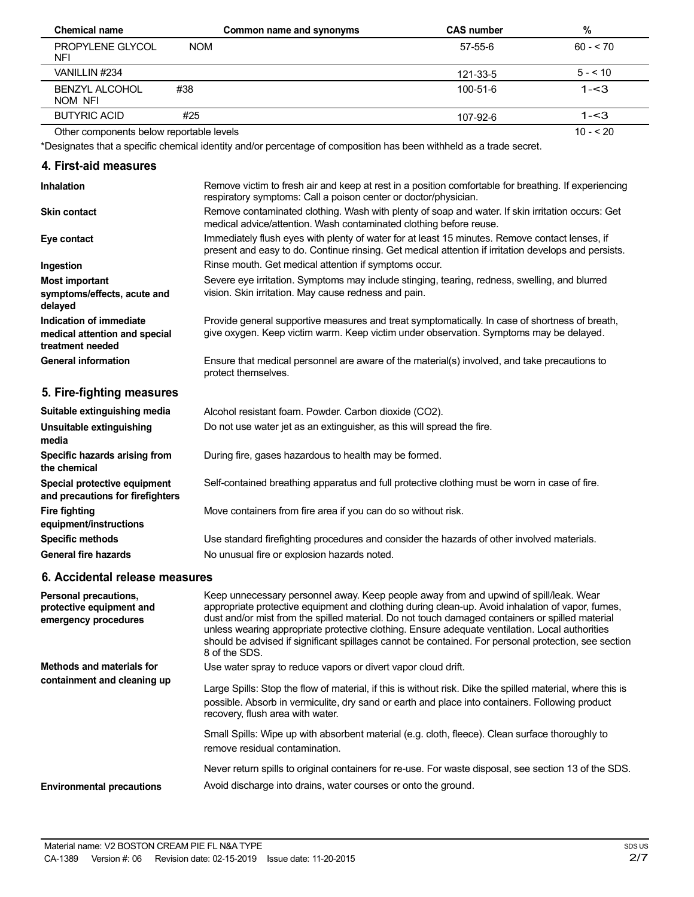| Chemical name | Common name and synonyms | CAS number | % |
|---|---|---|---|
| PROPYLENE GLYCOL NFI | NOM | 57-55-6 | 60 - < 70 |
| VANILLIN #234 | | 121-33-5 | 5 - < 10 |
| BENZYL ALCOHOL NOM NFI | #38 | 100-51-6 | 1-<3 |
| BUTYRIC ACID | #25 | 107-92-6 | 1-<3 |
| Other components below reportable levels | | | 10 - < 20 |

*Designates that a specific chemical identity and/or percentage of composition has been withheld as a trade secret.

## 4. First-aid measures

**Inhalation**
Remove victim to fresh air and keep at rest in a position comfortable for breathing. If experiencing respiratory symptoms: Call a poison center or doctor/physician.

**Skin contact**
Remove contaminated clothing. Wash with plenty of soap and water. If skin irritation occurs: Get medical advice/attention. Wash contaminated clothing before reuse.

**Eye contact**
Immediately flush eyes with plenty of water for at least 15 minutes. Remove contact lenses, if present and easy to do. Continue rinsing. Get medical attention if irritation develops and persists.

**Ingestion**
Rinse mouth. Get medical attention if symptoms occur.

**Most important symptoms/effects, acute and delayed**
Severe eye irritation. Symptoms may include stinging, tearing, redness, swelling, and blurred vision. Skin irritation. May cause redness and pain.

**Indication of immediate medical attention and special treatment needed**
Provide general supportive measures and treat symptomatically. In case of shortness of breath, give oxygen. Keep victim warm. Keep victim under observation. Symptoms may be delayed.

**General information**
Ensure that medical personnel are aware of the material(s) involved, and take precautions to protect themselves.

## 5. Fire-fighting measures

**Suitable extinguishing media**
Alcohol resistant foam. Powder. Carbon dioxide ($CO_2$).

**Unsuitable extinguishing media**
Do not use water jet as an extinguisher, as this will spread the fire.

**Specific hazards arising from the chemical**
During fire, gases hazardous to health may be formed.

**Special protective equipment and precautions for firefighters**
Self-contained breathing apparatus and full protective clothing must be worn in case of fire.

**Fire fighting equipment/instructions**
Move containers from fire area if you can do so without risk.

**Specific methods**
Use standard firefighting procedures and consider the hazards of other involved materials.

**General fire hazards**
No unusual fire or explosion hazards noted.

## 6. Accidental release measures

**Personal precautions, protective equipment and emergency procedures**
Keep unnecessary personnel away. Keep people away from and upwind of spill/leak. Wear appropriate protective equipment and clothing during clean-up. Avoid inhalation of vapor, fumes, dust and/or mist from the spilled material. Do not touch damaged containers or spilled material unless wearing appropriate protective clothing. Ensure adequate ventilation. Local authorities should be advised if significant spillages cannot be contained. For personal protection, see section 8 of the SDS.

**Methods and materials for containment and cleaning up**
Use water spray to reduce vapors or divert vapor cloud drift.

Large Spills: Stop the flow of material, if this is without risk. Dike the spilled material, where this is possible. Absorb in vermiculite, dry sand or earth and place into containers. Following product recovery, flush area with water.

Small Spills: Wipe up with absorbent material (e.g. cloth, fleece). Clean surface thoroughly to remove residual contamination.

Never return spills to original containers for re-use. For waste disposal, see section 13 of the SDS.

**Environmental precautions**
Avoid discharge into drains, water courses or onto the ground.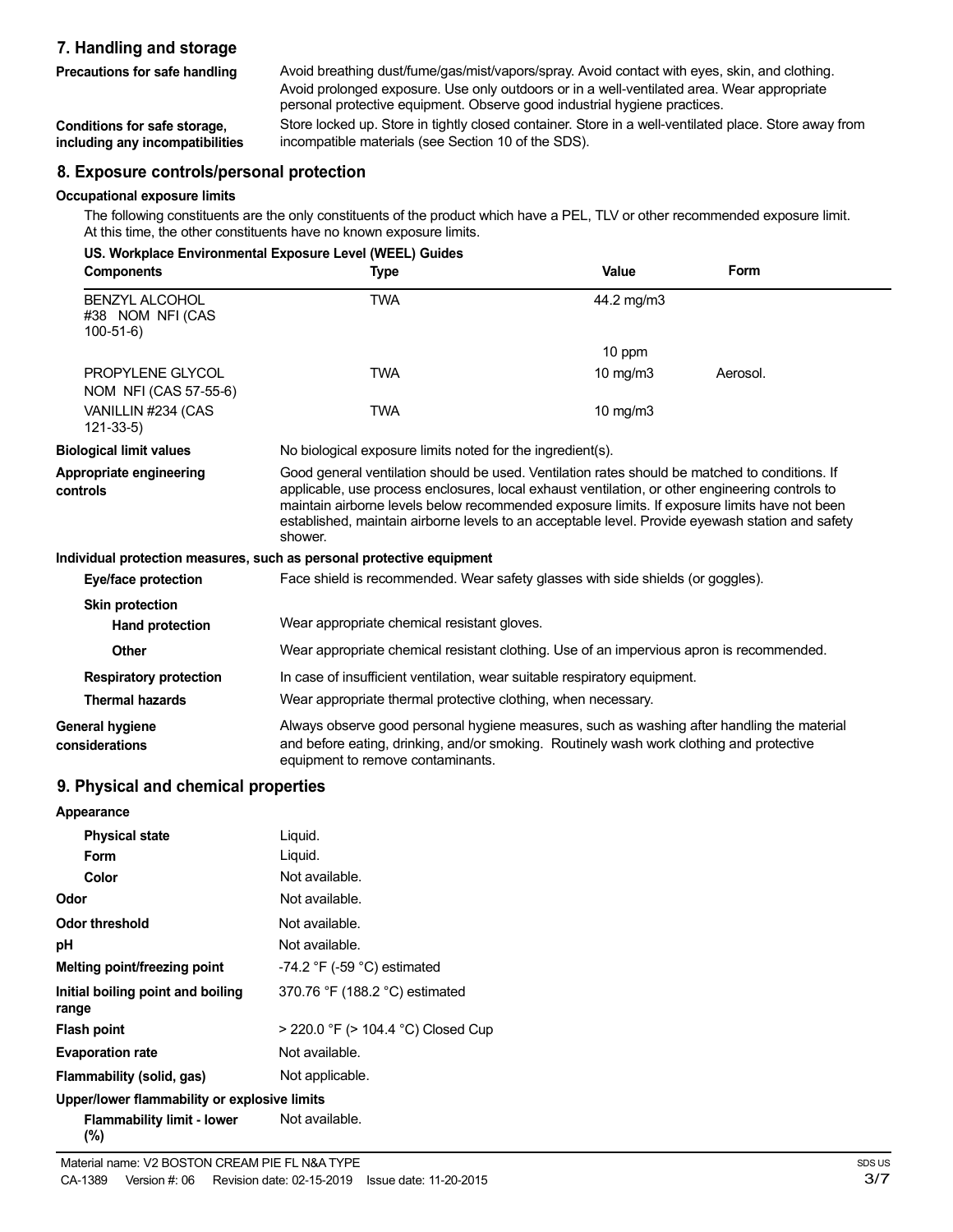## 7. Handling and storage

**Precautions for safe handling** Avoid breathing dust/fume/gas/mist/vapors/spray. Avoid contact with eyes, skin, and clothing. Avoid prolonged exposure. Use only outdoors or in a well-ventilated area. Wear appropriate personal protective equipment. Observe good industrial hygiene practices.

**Conditions for safe storage, including any incompatibilities** Store locked up. Store in tightly closed container. Store in a well-ventilated place. Store away from incompatible materials (see Section 10 of the SDS).

## 8. Exposure controls/personal protection

### Occupational exposure limits

The following constituents are the only constituents of the product which have a PEL, TLV or other recommended exposure limit. At this time, the other constituents have no known exposure limits.

**US. Workplace Environmental Exposure Level (WEEL) Guides**

| Components | Type | Value | Form |
|---|---|---|---|
| BENZYL ALCOHOL #38 NOM NFI (CAS 100-51-6) | TWA | 44.2 mg/m3 | |
| | | 10 ppm | |
| PROPYLENE GLYCOL NOM NFI (CAS 57-55-6) | TWA | 10 mg/m3 | Aerosol. |
| VANILLIN #234 (CAS 121-33-5) | TWA | 10 mg/m3 | |

**Biological limit values** No biological exposure limits noted for the ingredient(s).

**Appropriate engineering controls** Good general ventilation should be used. Ventilation rates should be matched to conditions. If applicable, use process enclosures, local exhaust ventilation, or other engineering controls to maintain airborne levels below recommended exposure limits. If exposure limits have not been established, maintain airborne levels to an acceptable level. Provide eyewash station and safety shower.

### Individual protection measures, such as personal protective equipment

**Eye/face protection** Face shield is recommended. Wear safety glasses with side shields (or goggles).

**Skin protection**

**Hand protection** Wear appropriate chemical resistant gloves.

**Other** Wear appropriate chemical resistant clothing. Use of an impervious apron is recommended.

**Respiratory protection** In case of insufficient ventilation, wear suitable respiratory equipment.

**Thermal hazards** Wear appropriate thermal protective clothing, when necessary.

**General hygiene considerations** Always observe good personal hygiene measures, such as washing after handling the material and before eating, drinking, and/or smoking. Routinely wash work clothing and protective equipment to remove contaminants.

## 9. Physical and chemical properties

**Appearance**

**Physical state** Liquid.

**Form** Liquid.

**Color** Not available.

**Odor** Not available.

**Odor threshold** Not available.

**pH** Not available.

**Melting point/freezing point** -74.2 °F (-59 °C) estimated

**Initial boiling point and boiling range** 370.76 °F (188.2 °C) estimated

**Flash point** > 220.0 °F (> 104.4 °C) Closed Cup

**Evaporation rate** Not available.

**Flammability (solid, gas)** Not applicable.

**Upper/lower flammability or explosive limits**

**Flammability limit - lower (%)** Not available.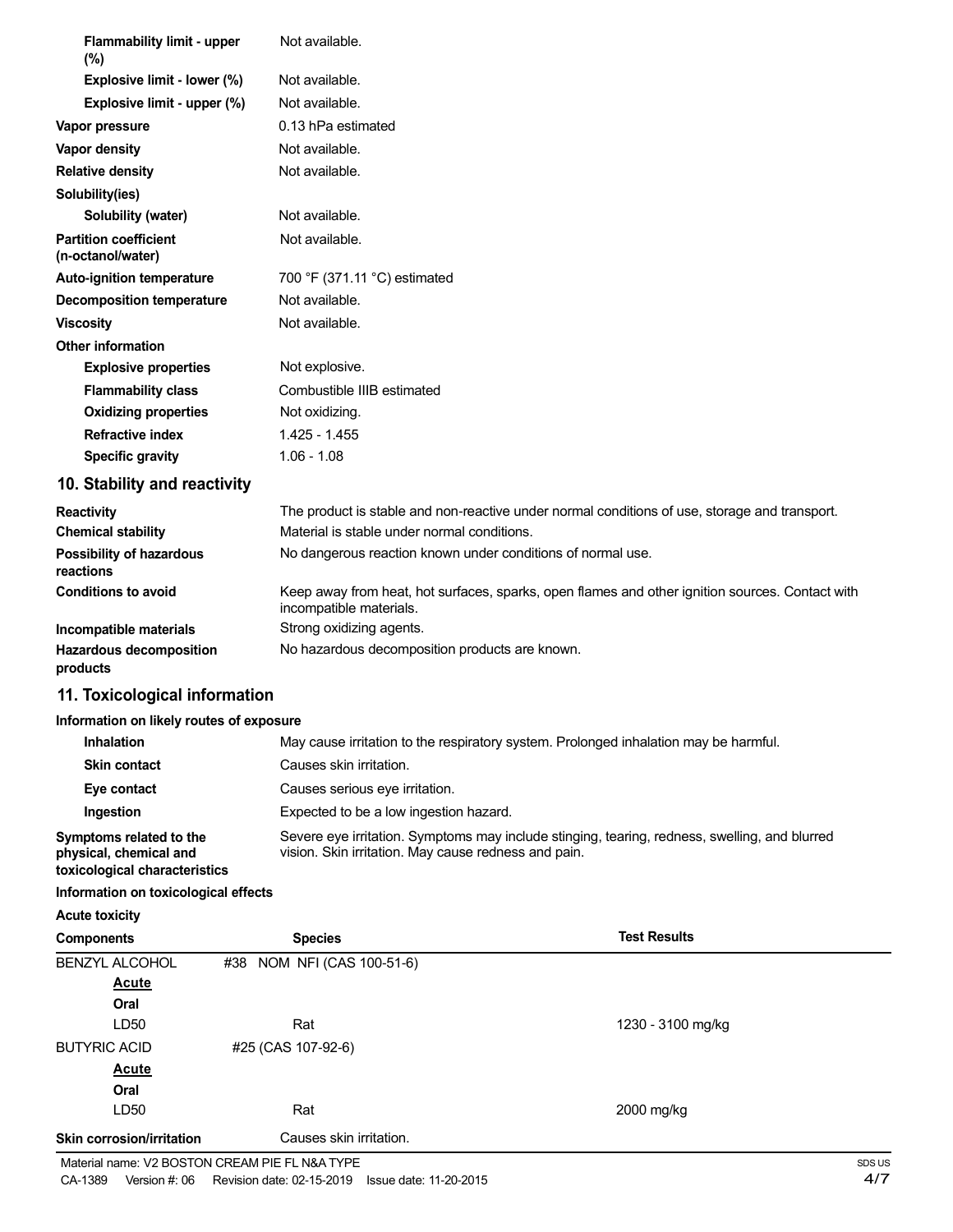| | |
|---|---|
| **Flammability limit - upper (%)** | Not available. |
| **Explosive limit - lower (%)** | Not available. |
| **Explosive limit - upper (%)** | Not available. |
| **Vapor pressure** | 0.13 hPa estimated |
| **Vapor density** | Not available. |
| **Relative density** | Not available. |
| **Solubility(ies)** | |
| **Solubility (water)** | Not available. |
| **Partition coefficient (n-octanol/water)** | Not available. |
| **Auto-ignition temperature** | 700 °F (371.11 °C) estimated |
| **Decomposition temperature** | Not available. |
| **Viscosity** | Not available. |
| **Other information** | |
| **Explosive properties** | Not explosive. |
| **Flammability class** | Combustible IIIB estimated |
| **Oxidizing properties** | Not oxidizing. |
| **Refractive index** | 1.425 - 1.455 |
| **Specific gravity** | 1.06 - 1.08 |

## 10. Stability and reactivity

| | |
|---|---|
| **Reactivity** | The product is stable and non-reactive under normal conditions of use, storage and transport. |
| **Chemical stability** | Material is stable under normal conditions. |
| **Possibility of hazardous reactions** | No dangerous reaction known under conditions of normal use. |
| **Conditions to avoid** | Keep away from heat, hot surfaces, sparks, open flames and other ignition sources. Contact with incompatible materials. |
| **Incompatible materials** | Strong oxidizing agents. |
| **Hazardous decomposition products** | No hazardous decomposition products are known. |

## 11. Toxicological information

**Information on likely routes of exposure**

| | |
|---|---|
| **Inhalation** | May cause irritation to the respiratory system. Prolonged inhalation may be harmful. |
| **Skin contact** | Causes skin irritation. |
| **Eye contact** | Causes serious eye irritation. |
| **Ingestion** | Expected to be a low ingestion hazard. |
| **Symptoms related to the physical, chemical and toxicological characteristics** | Severe eye irritation. Symptoms may include stinging, tearing, redness, swelling, and blurred vision. Skin irritation. May cause redness and pain. |

**Information on toxicological effects**

**Acute toxicity**

| Components | Species | Test Results |
|---|---|---|
| BENZYL ALCOHOL #38 NOM NFI (CAS 100-51-6) | | |
| ***Acute*** | | |
| **Oral** | | |
| LD50 | Rat | 1230 - 3100 mg/kg |
| BUTYRIC ACID #25 (CAS 107-92-6) | | |
| ***Acute*** | | |
| **Oral** | | |
| LD50 | Rat | 2000 mg/kg |

| | |
|---|---|
| **Skin corrosion/irritation** | Causes skin irritation. |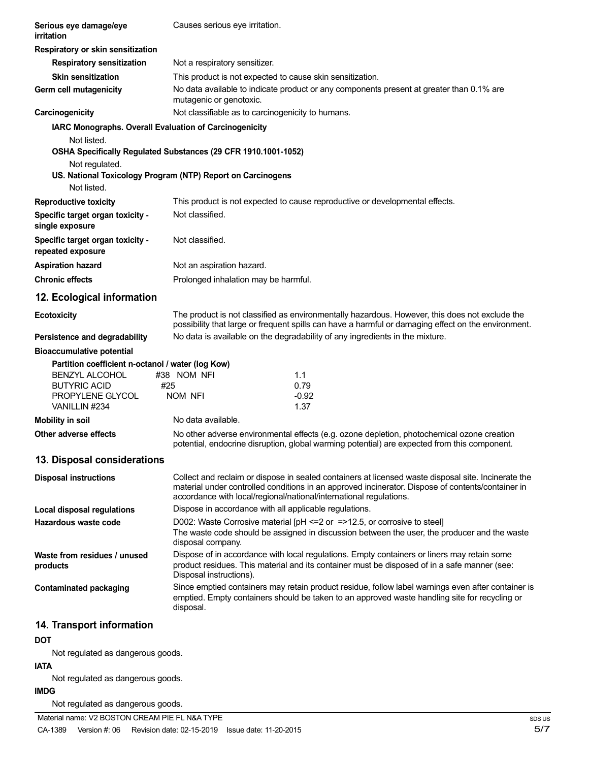**Serious eye damage/eye irritation** Causes serious eye irritation.

**Respiratory or skin sensitization**

**Respiratory sensitization** Not a respiratory sensitizer.

**Skin sensitization** This product is not expected to cause skin sensitization.

**Germ cell mutagenicity** No data available to indicate product or any components present at greater than 0.1% are mutagenic or genotoxic.

**Carcinogenicity** Not classifiable as to carcinogenicity to humans.

**IARC Monographs. Overall Evaluation of Carcinogenicity**

Not listed.

**OSHA Specifically Regulated Substances (29 CFR 1910.1001-1052)**

Not regulated.

**US. National Toxicology Program (NTP) Report on Carcinogens**

Not listed.

**Reproductive toxicity** This product is not expected to cause reproductive or developmental effects.

**Specific target organ toxicity - single exposure** Not classified.

**Specific target organ toxicity - repeated exposure** Not classified.

**Aspiration hazard** Not an aspiration hazard.

**Chronic effects** Prolonged inhalation may be harmful.

## 12. Ecological information

**Ecotoxicity** The product is not classified as environmentally hazardous. However, this does not exclude the possibility that large or frequent spills can have a harmful or damaging effect on the environment.

**Persistence and degradability** No data is available on the degradability of any ingredients in the mixture.

**Bioaccumulative potential**

**Partition coefficient n-octanol / water (log Kow)**

| Component | log Kow |
|---|---|
| BENZYL ALCOHOL #38 NOM NFI | 1.1 |
| BUTYRIC ACID #25 | 0.79 |
| PROPYLENE GLYCOL NOM NFI | -0.92 |
| VANILLIN #234 | 1.37 |

**Mobility in soil** No data available.

**Other adverse effects** No other adverse environmental effects (e.g. ozone depletion, photochemical ozone creation potential, endocrine disruption, global warming potential) are expected from this component.

## 13. Disposal considerations

**Disposal instructions** Collect and reclaim or dispose in sealed containers at licensed waste disposal site. Incinerate the material under controlled conditions in an approved incinerator. Dispose of contents/container in accordance with local/regional/national/international regulations.

**Local disposal regulations** Dispose in accordance with all applicable regulations.

**Hazardous waste code** D002: Waste Corrosive material [pH <=2 or =>12.5, or corrosive to steel]
The waste code should be assigned in discussion between the user, the producer and the waste disposal company.

**Waste from residues / unused products** Dispose of in accordance with local regulations. Empty containers or liners may retain some product residues. This material and its container must be disposed of in a safe manner (see: Disposal instructions).

**Contaminated packaging** Since emptied containers may retain product residue, follow label warnings even after container is emptied. Empty containers should be taken to an approved waste handling site for recycling or disposal.

## 14. Transport information

**DOT**

Not regulated as dangerous goods.

**IATA**

Not regulated as dangerous goods.

**IMDG**

Not regulated as dangerous goods.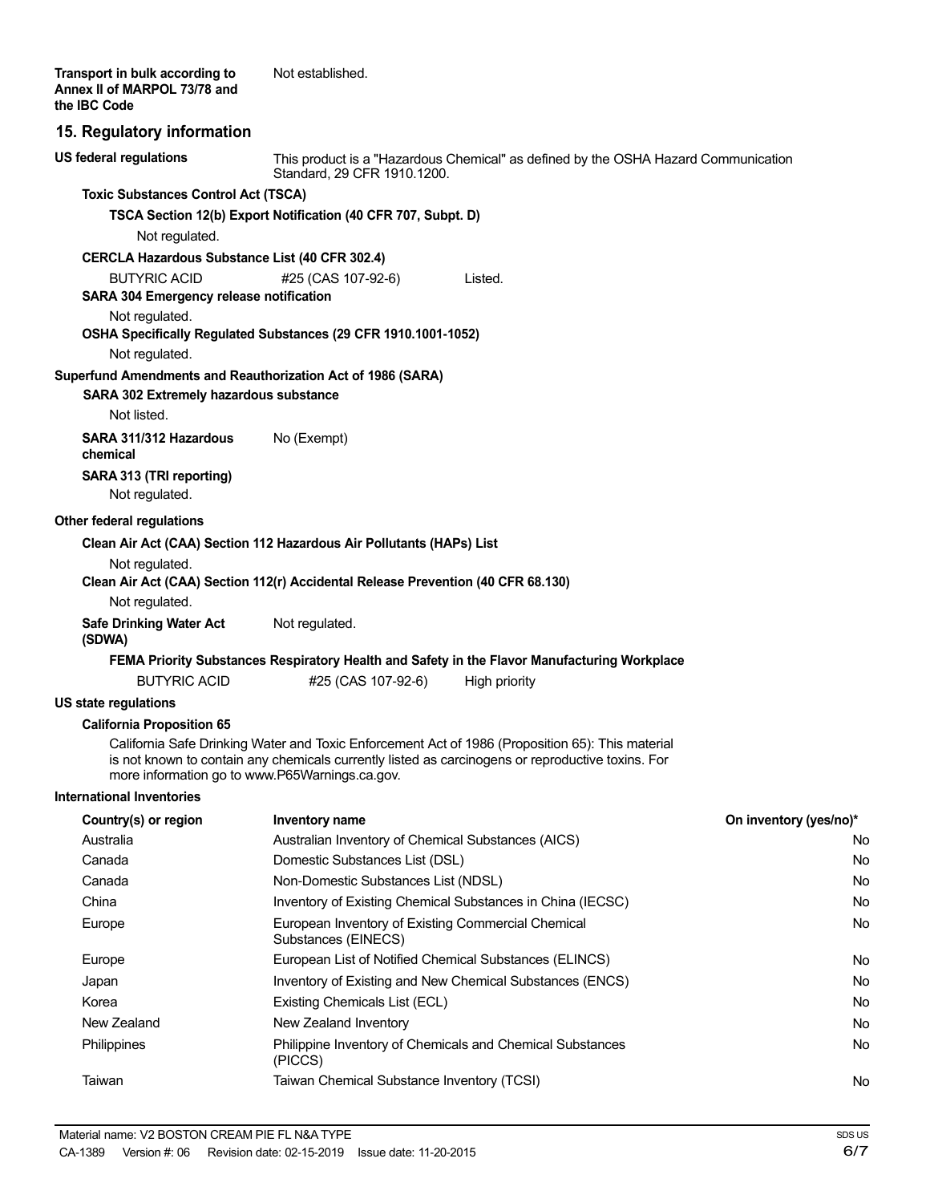**Transport in bulk according to Annex II of MARPOL 73/78 and the IBC Code** Not established.

## 15. Regulatory information

**US federal regulations** This product is a "Hazardous Chemical" as defined by the OSHA Hazard Communication Standard, 29 CFR 1910.1200.

**Toxic Substances Control Act (TSCA)**

**TSCA Section 12(b) Export Notification (40 CFR 707, Subpt. D)**

Not regulated.

**CERCLA Hazardous Substance List (40 CFR 302.4)**

| | | |
|---|---|---|
| BUTYRIC ACID | #25 (CAS 107-92-6) | Listed. |

**SARA 304 Emergency release notification**

Not regulated.

**OSHA Specifically Regulated Substances (29 CFR 1910.1001-1052)**

Not regulated.

**Superfund Amendments and Reauthorization Act of 1986 (SARA)**

**SARA 302 Extremely hazardous substance**

Not listed.

**SARA 311/312 Hazardous chemical** No (Exempt)

**SARA 313 (TRI reporting)**

Not regulated.

**Other federal regulations**

**Clean Air Act (CAA) Section 112 Hazardous Air Pollutants (HAPs) List**

Not regulated.

**Clean Air Act (CAA) Section 112(r) Accidental Release Prevention (40 CFR 68.130)**

Not regulated.

**Safe Drinking Water Act (SDWA)** Not regulated.

**FEMA Priority Substances Respiratory Health and Safety in the Flavor Manufacturing Workplace**

| | | |
|---|---|---|
| BUTYRIC ACID | #25 (CAS 107-92-6) | High priority |

**US state regulations**

**California Proposition 65**

California Safe Drinking Water and Toxic Enforcement Act of 1986 (Proposition 65): This material is not known to contain any chemicals currently listed as carcinogens or reproductive toxins. For more information go to www.P65Warnings.ca.gov.

**International Inventories**

| Country(s) or region | Inventory name | On inventory (yes/no)* |
|---|---|---|
| Australia | Australian Inventory of Chemical Substances (AICS) | No |
| Canada | Domestic Substances List (DSL) | No |
| Canada | Non-Domestic Substances List (NDSL) | No |
| China | Inventory of Existing Chemical Substances in China (IECSC) | No |
| Europe | European Inventory of Existing Commercial Chemical Substances (EINECS) | No |
| Europe | European List of Notified Chemical Substances (ELINCS) | No |
| Japan | Inventory of Existing and New Chemical Substances (ENCS) | No |
| Korea | Existing Chemicals List (ECL) | No |
| New Zealand | New Zealand Inventory | No |
| Philippines | Philippine Inventory of Chemicals and Chemical Substances (PICCS) | No |
| Taiwan | Taiwan Chemical Substance Inventory (TCSI) | No |

Material name: V2 BOSTON CREAM PIE FL N&A TYPE

CA-1389 Version #: 06 Revision date: 02-15-2019 Issue date: 11-20-2015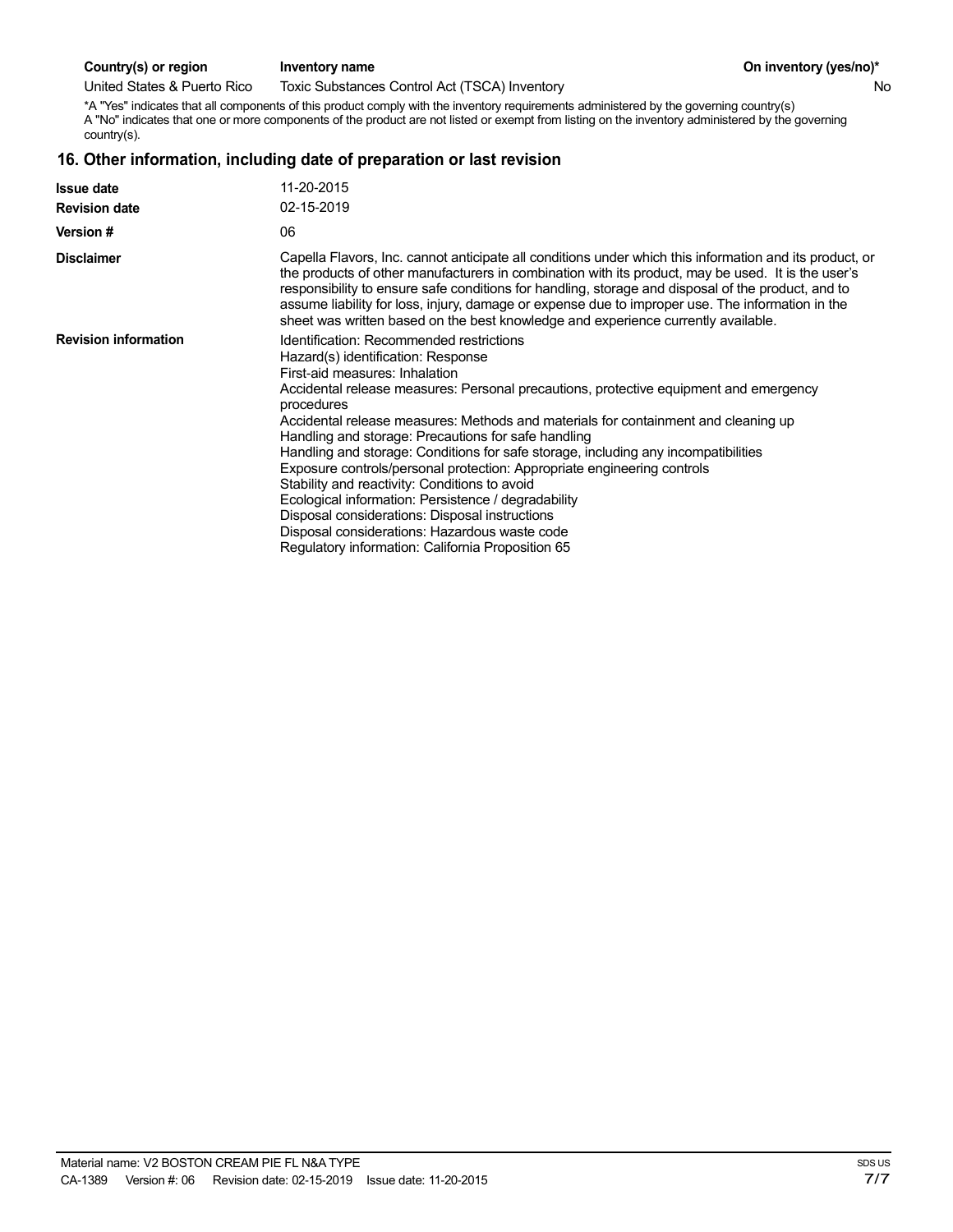| Country(s) or region | Inventory name | On inventory (yes/no)* |
| --- | --- | --- |
| United States & Puerto Rico | Toxic Substances Control Act (TSCA) Inventory | No |

*A "Yes" indicates that all components of this product comply with the inventory requirements administered by the governing country(s)
A "No" indicates that one or more components of the product are not listed or exempt from listing on the inventory administered by the governing country(s).

## 16. Other information, including date of preparation or last revision

**Issue date** 11-20-2015

**Revision date** 02-15-2019

**Version #** 06

**Disclaimer**

Capella Flavors, Inc. cannot anticipate all conditions under which this information and its product, or the products of other manufacturers in combination with its product, may be used. It is the user's responsibility to ensure safe conditions for handling, storage and disposal of the product, and to assume liability for loss, injury, damage or expense due to improper use. The information in the sheet was written based on the best knowledge and experience currently available.

**Revision information**

Identification: Recommended restrictions
Hazard(s) identification: Response
First-aid measures: Inhalation
Accidental release measures: Personal precautions, protective equipment and emergency procedures
Accidental release measures: Methods and materials for containment and cleaning up
Handling and storage: Precautions for safe handling
Handling and storage: Conditions for safe storage, including any incompatibilities
Exposure controls/personal protection: Appropriate engineering controls
Stability and reactivity: Conditions to avoid
Ecological information: Persistence / degradability
Disposal considerations: Disposal instructions
Disposal considerations: Hazardous waste code
Regulatory information: California Proposition 65